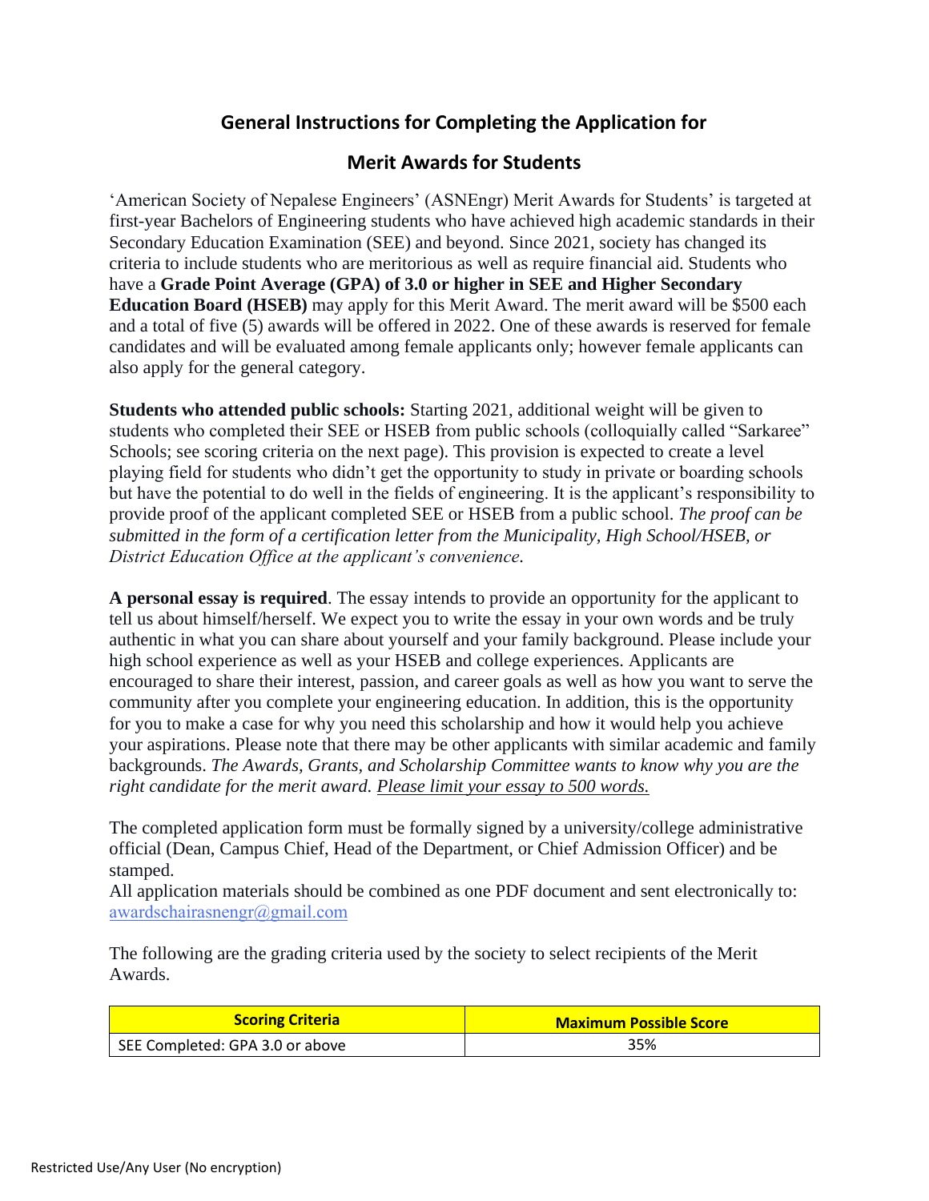## General Instructions for Completing the Application for

## Merit Awards for Students

'American Society of Nepalese Engineers' (ASNEngr) Merit Awards for Students' is targeted at first-year Bachelors of Engineering students who have achieved high academic standards in their Secondary Education Examination (SEE) and beyond. Since 2021, society has changed its criteria to include students who are meritorious as well as require financial aid. Students who have a **Grade Point Average (GPA) of 3.0 or higher in SEE and Higher Secondary Education Board (HSEB)** may apply for this Merit Award. The merit award will be $500 each and a total of five (5) awards will be offered in 2022. One of these awards is reserved for female candidates and will be evaluated among female applicants only; however female applicants can also apply for the general category.

**Students who attended public schools:** Starting 2021, additional weight will be given to students who completed their SEE or HSEB from public schools (colloquially called "Sarkaree" Schools; see scoring criteria on the next page). This provision is expected to create a level playing field for students who didn't get the opportunity to study in private or boarding schools but have the potential to do well in the fields of engineering. It is the applicant's responsibility to provide proof of the applicant completed SEE or HSEB from a public school. *The proof can be submitted in the form of a certification letter from the Municipality, High School/HSEB, or District Education Office at the applicant's convenience.*

**A personal essay is required**. The essay intends to provide an opportunity for the applicant to tell us about himself/herself. We expect you to write the essay in your own words and be truly authentic in what you can share about yourself and your family background. Please include your high school experience as well as your HSEB and college experiences. Applicants are encouraged to share their interest, passion, and career goals as well as how you want to serve the community after you complete your engineering education. In addition, this is the opportunity for you to make a case for why you need this scholarship and how it would help you achieve your aspirations. Please note that there may be other applicants with similar academic and family backgrounds. *The Awards, Grants, and Scholarship Committee wants to know why you are the right candidate for the merit award.* *Please limit your essay to 500 words.*

The completed application form must be formally signed by a university/college administrative official (Dean, Campus Chief, Head of the Department, or Chief Admission Officer) and be stamped.
All application materials should be combined as one PDF document and sent electronically to: awardschairasnengr@gmail.com

The following are the grading criteria used by the society to select recipients of the Merit Awards.

| Scoring Criteria | Maximum Possible Score |
| --- | --- |
| SEE Completed: GPA 3.0 or above | 35% |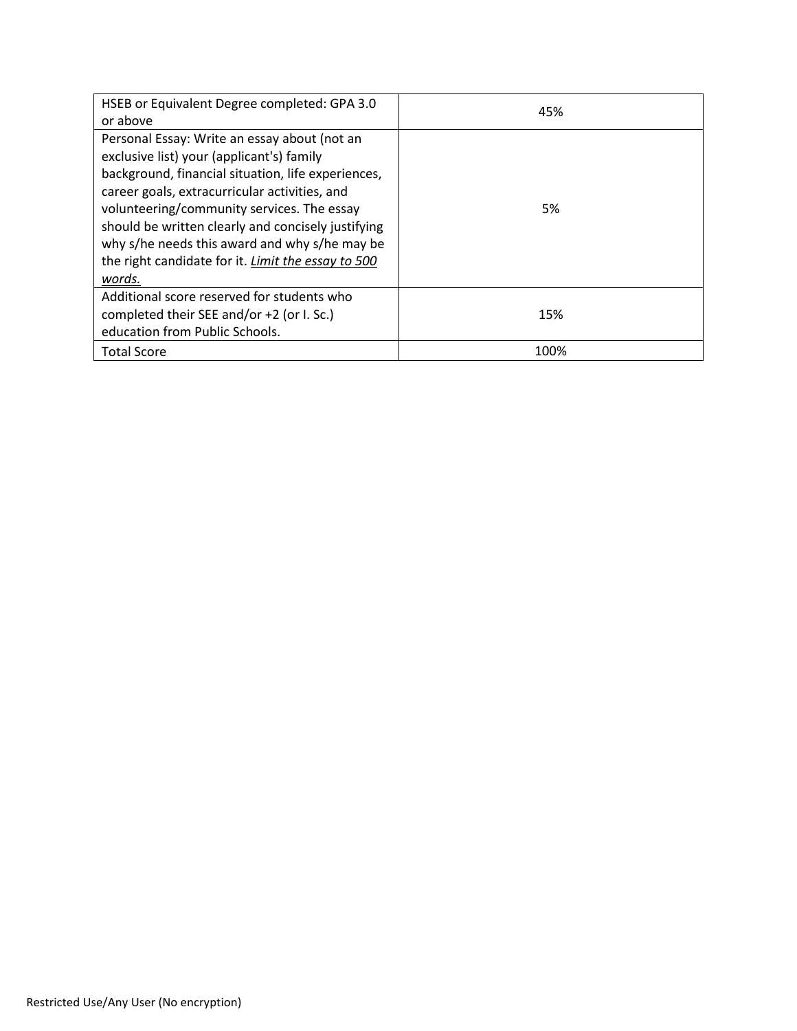| | |
|---|---|
| HSEB or Equivalent Degree completed: GPA 3.0 or above | 45% |
| Personal Essay: Write an essay about (not an exclusive list) your (applicant's) family background, financial situation, life experiences, career goals, extracurricular activities, and volunteering/community services. The essay should be written clearly and concisely justifying why s/he needs this award and why s/he may be the right candidate for it. *Limit the essay to 500 words.* | 5% |
| Additional score reserved for students who completed their SEE and/or +2 (or I. Sc.) education from Public Schools. | 15% |
| Total Score | 100% |

Restricted Use/Any User (No encryption)